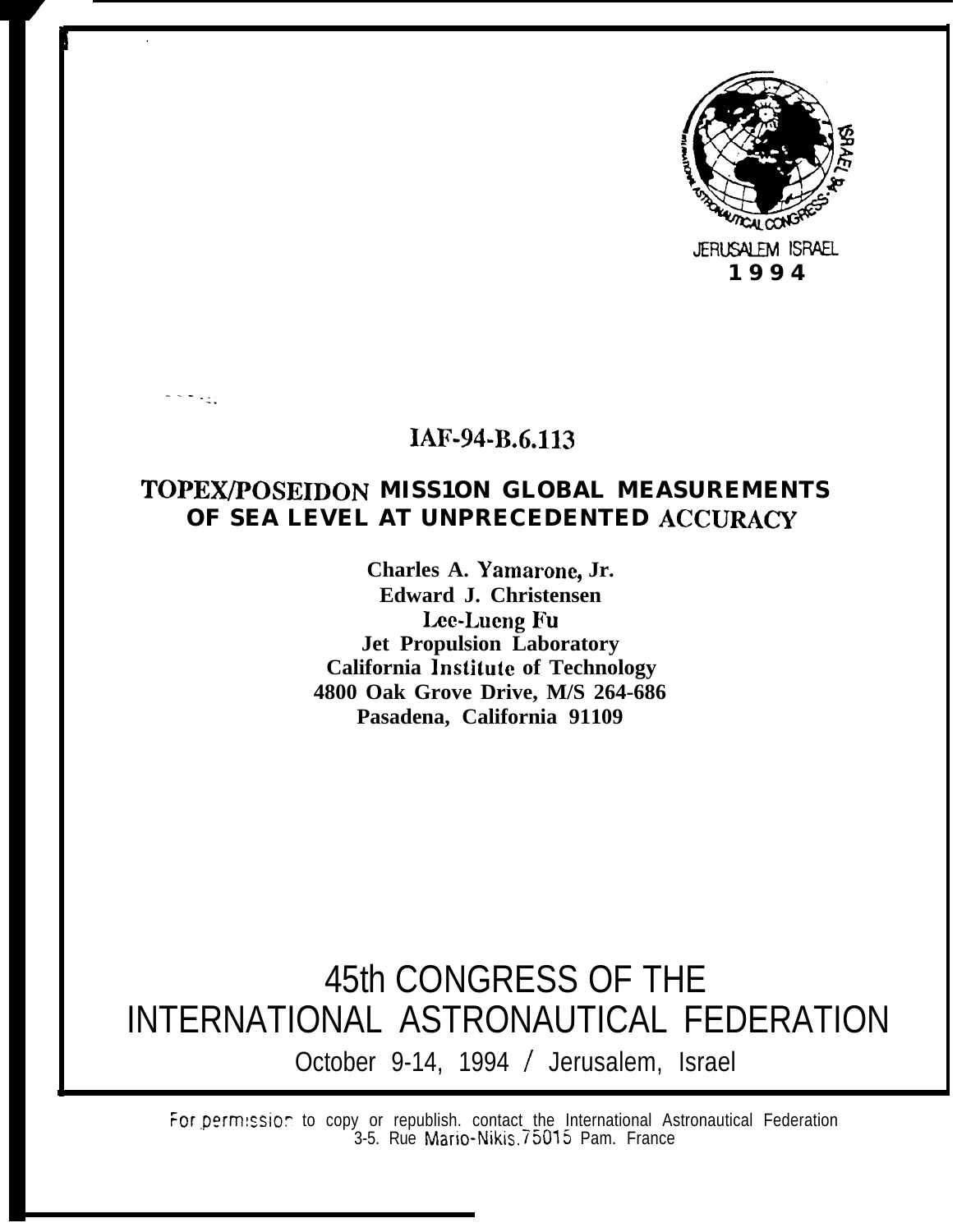JERUSALEM ISRAEL
**1994**

**IAF-94-B.6.113**

# TOPEX/POSEIDON MISSION GLOBAL MEASUREMENTS OF SEA LEVEL AT UNPRECEDENTED ACCURACY

**Charles A. Yamarone, Jr.**
**Edward J. Christensen**
**Lee-Lueng Fu**
**Jet Propulsion Laboratory**
**California Institute of Technology**
**4800 Oak Grove Drive, M/S 264-686**
**Pasadena, California 91109**

# 45th CONGRESS OF THE INTERNATIONAL ASTRONAUTICAL FEDERATION

October 9-14, 1994 / Jerusalem, Israel

For permission to copy or republish, contact the International Astronautical Federation
3-5, Rue Mario-Nikis, 75015 Paris, France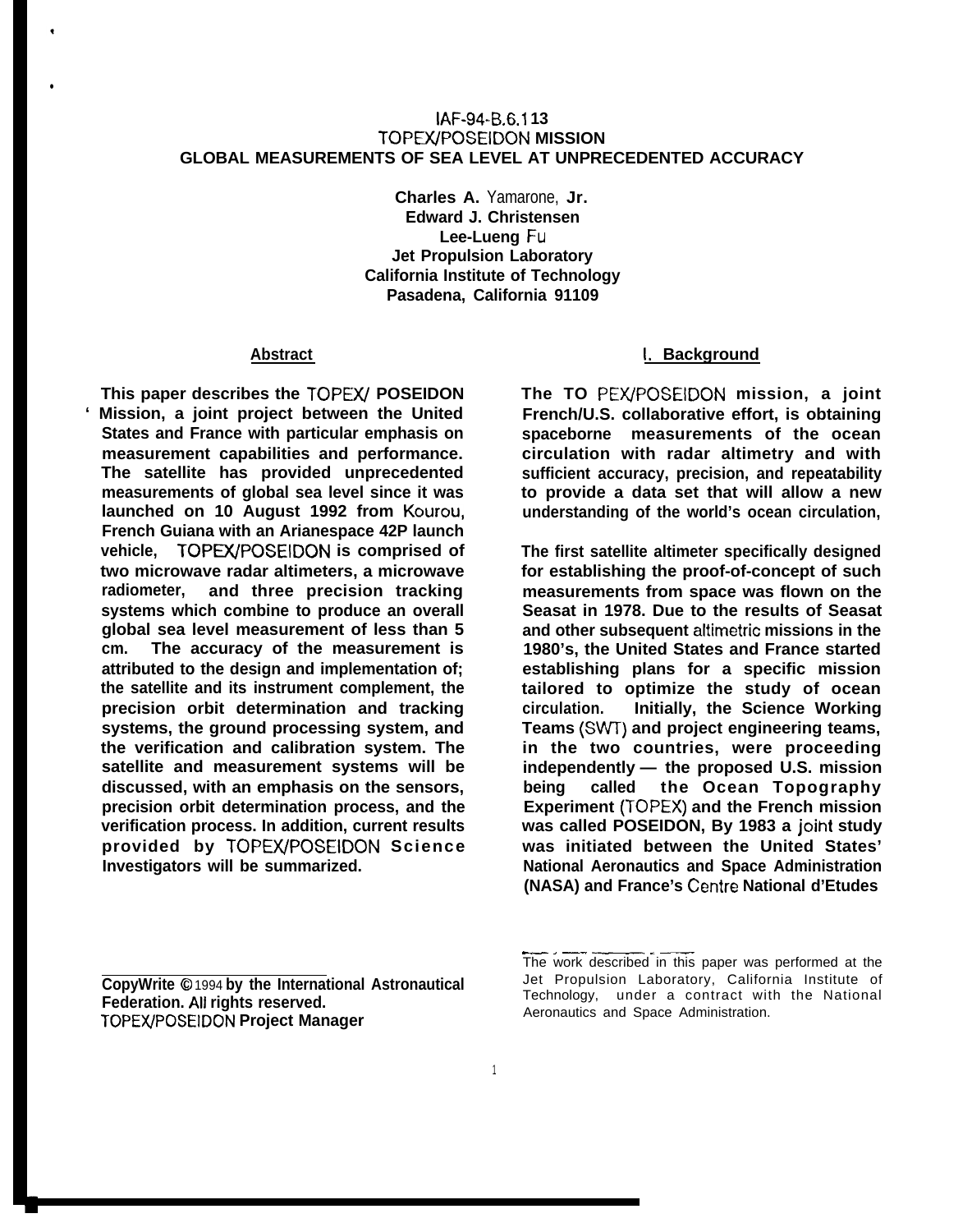# IAF-94-B.6.113
# TOPEX/POSEIDON MISSION
# GLOBAL MEASUREMENTS OF SEA LEVEL AT UNPRECEDENTED ACCURACY

**Charles A. Yamarone, Jr.**
**Edward J. Christensen**
**Lee-Lueng Fu**
**Jet Propulsion Laboratory**
**California Institute of Technology**
**Pasadena, California 91109**

## Abstract

**This paper describes the TOPEX/ POSEIDON Mission, a joint project between the United States and France with particular emphasis on measurement capabilities and performance. The satellite has provided unprecedented measurements of global sea level since it was launched on 10 August 1992 from Kourou, French Guiana with an Arianespace 42P launch vehicle, TOPEX/POSEIDON is comprised of two microwave radar altimeters, a microwave radiometer, and three precision tracking systems which combine to produce an overall global sea level measurement of less than 5 cm. The accuracy of the measurement is attributed to the design and implementation of; the satellite and its instrument complement, the precision orbit determination and tracking systems, the ground processing system, and the verification and calibration system. The satellite and measurement systems will be discussed, with an emphasis on the sensors, precision orbit determination process, and the verification process. In addition, current results provided by TOPEX/POSEIDON Science Investigators will be summarized.**

---

**CopyWrite © 1994 by the International Astronautical Federation. All rights reserved.**
**TOPEX/POSEIDON Project Manager**

## I. Background

**The TOPEX/POSEIDON mission, a joint French/U.S. collaborative effort, is obtaining spaceborne measurements of the ocean circulation with radar altimetry and with sufficient accuracy, precision, and repeatability to provide a data set that will allow a new understanding of the world's ocean circulation,**

**The first satellite altimeter specifically designed for establishing the proof-of-concept of such measurements from space was flown on the Seasat in 1978. Due to the results of Seasat and other subsequent altimetric missions in the 1980's, the United States and France started establishing plans for a specific mission tailored to optimize the study of ocean circulation. Initially, the Science Working Teams (SWT) and project engineering teams, in the two countries, were proceeding independently — the proposed U.S. mission being called the Ocean Topography Experiment (TOPEX) and the French mission was called POSEIDON, By 1983 a joint study was initiated between the United States' National Aeronautics and Space Administration (NASA) and France's Centre National d'Etudes**

---

The work described in this paper was performed at the Jet Propulsion Laboratory, California Institute of Technology, under a contract with the National Aeronautics and Space Administration.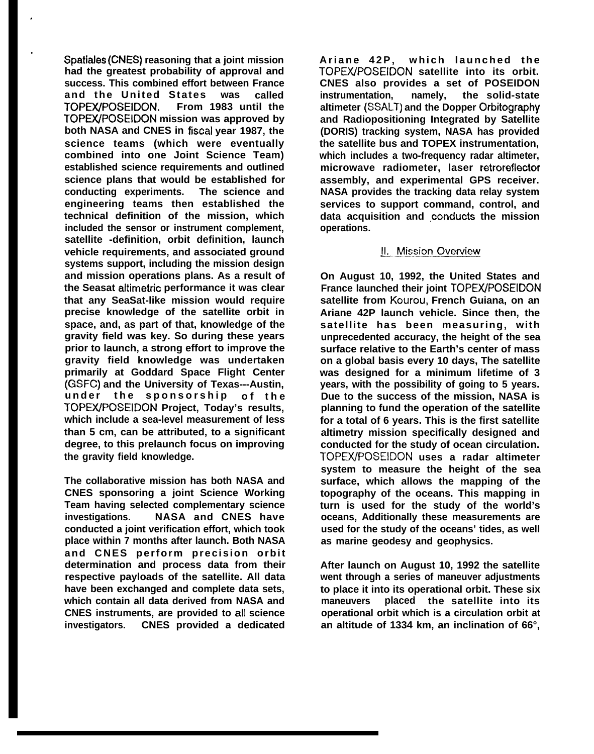Spatiales (CNES) reasoning that a joint mission had the greatest probability of approval and success. This combined effort between France and the United States was called TOPEX/POSEIDON. From 1983 until the TOPEX/POSEIDON mission was approved by both NASA and CNES in fiscal year 1987, the science teams (which were eventually combined into one Joint Science Team) established science requirements and outlined science plans that would be established for conducting experiments. The science and engineering teams then established the technical definition of the mission, which included the sensor or instrument complement, satellite -definition, orbit definition, launch vehicle requirements, and associated ground systems support, including the mission design and mission operations plans. As a result of the Seasat altimetric performance it was clear that any SeaSat-like mission would require precise knowledge of the satellite orbit in space, and, as part of that, knowledge of the gravity field was key. So during these years prior to launch, a strong effort to improve the gravity field knowledge was undertaken primarily at Goddard Space Flight Center (GSFC) and the University of Texas---Austin, under the sponsorship of the TOPEX/POSEIDON Project, Today's results, which include a sea-level measurement of less than 5 cm, can be attributed, to a significant degree, to this prelaunch focus on improving the gravity field knowledge.

The collaborative mission has both NASA and CNES sponsoring a joint Science Working Team having selected complementary science investigations. NASA and CNES have conducted a joint verification effort, which took place within 7 months after launch. Both NASA and CNES perform precision orbit determination and process data from their respective payloads of the satellite. All data have been exchanged and complete data sets, which contain all data derived from NASA and CNES instruments, are provided to all science investigators. CNES provided a dedicated Ariane 42P, which launched the TOPEX/POSEIDON satellite into its orbit. CNES also provides a set of POSEIDON instrumentation, namely, the solid-state altimeter (SSALT) and the Dopper Orbitography and Radiopositioning Integrated by Satellite (DORIS) tracking system, NASA has provided the satellite bus and TOPEX instrumentation, which includes a two-frequency radar altimeter, microwave radiometer, laser retroreflector assembly, and experimental GPS receiver. NASA provides the tracking data relay system services to support command, control, and data acquisition and conducts the mission operations.

## II. Mission Overview

On August 10, 1992, the United States and France launched their joint TOPEX/POSEIDON satellite from Kourou, French Guiana, on an Ariane 42P launch vehicle. Since then, the satellite has been measuring, with unprecedented accuracy, the height of the sea surface relative to the Earth's center of mass on a global basis every 10 days, The satellite was designed for a minimum lifetime of 3 years, with the possibility of going to 5 years. Due to the success of the mission, NASA is planning to fund the operation of the satellite for a total of 6 years. This is the first satellite altimetry mission specifically designed and conducted for the study of ocean circulation. TOPEX/POSEIDON uses a radar altimeter system to measure the height of the sea surface, which allows the mapping of the topography of the oceans. This mapping in turn is used for the study of the world's oceans, Additionally these measurements are used for the study of the oceans' tides, as well as marine geodesy and geophysics.

After launch on August 10, 1992 the satellite went through a series of maneuver adjustments to place it into its operational orbit. These six maneuvers placed the satellite into its operational orbit which is a circulation orbit at an altitude of 1334 km, an inclination of 66°,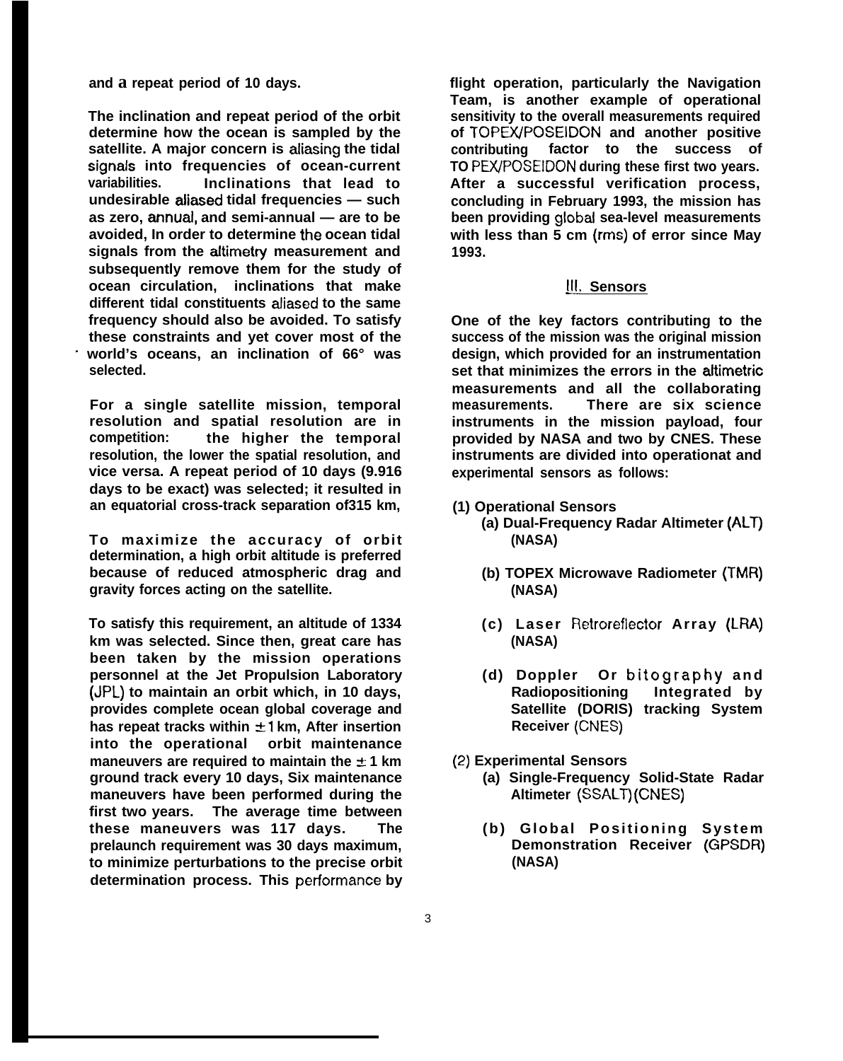and a repeat period of 10 days.

The inclination and repeat period of the orbit determine how the ocean is sampled by the satellite. A major concern is aliasing the tidal signals into frequencies of ocean-current variabilities. Inclinations that lead to undesirable aliased tidal frequencies — such as zero, annual, and semi-annual — are to be avoided, In order to determine the ocean tidal signals from the altimetry measurement and subsequently remove them for the study of ocean circulation, inclinations that make different tidal constituents aliased to the same frequency should also be avoided. To satisfy these constraints and yet cover most of the world's oceans, an inclination of 66° was selected.

For a single satellite mission, temporal resolution and spatial resolution are in competition: the higher the temporal resolution, the lower the spatial resolution, and vice versa. A repeat period of 10 days (9.916 days to be exact) was selected; it resulted in an equatorial cross-track separation of315 km,

To maximize the accuracy of orbit determination, a high orbit altitude is preferred because of reduced atmospheric drag and gravity forces acting on the satellite.

To satisfy this requirement, an altitude of 1334 km was selected. Since then, great care has been taken by the mission operations personnel at the Jet Propulsion Laboratory (JPL) to maintain an orbit which, in 10 days, provides complete ocean global coverage and has repeat tracks within ±1 km, After insertion into the operational orbit maintenance maneuvers are required to maintain the ± 1 km ground track every 10 days, Six maintenance maneuvers have been performed during the first two years. The average time between these maneuvers was 117 days. The prelaunch requirement was 30 days maximum, to minimize perturbations to the precise orbit determination process. This performance by flight operation, particularly the Navigation Team, is another example of operational sensitivity to the overall measurements required of TOPEX/POSEIDON and another positive contributing factor to the success of TO PEX/POSEIDON during these first two years. After a successful verification process, concluding in February 1993, the mission has been providing global sea-level measurements with less than 5 cm (rms) of error since May 1993.

## III. Sensors

One of the key factors contributing to the success of the mission was the original mission design, which provided for an instrumentation set that minimizes the errors in the altimetric measurements and all the collaborating measurements. There are six science instruments in the mission payload, four provided by NASA and two by CNES. These instruments are divided into operationat and experimental sensors as follows:

(1) Operational Sensors
- (a) Dual-Frequency Radar Altimeter (ALT) (NASA)
- (b) TOPEX Microwave Radiometer (TMR) (NASA)
- (c) Laser Retroreflector Array (LRA) (NASA)
- (d) Doppler Or bitography and Radiopositioning Integrated by Satellite (DORIS) tracking System Receiver (CNES)

(2) Experimental Sensors
- (a) Single-Frequency Solid-State Radar Altimeter (SSALT)(CNES)
- (b) Global Positioning System Demonstration Receiver (GPSDR) (NASA)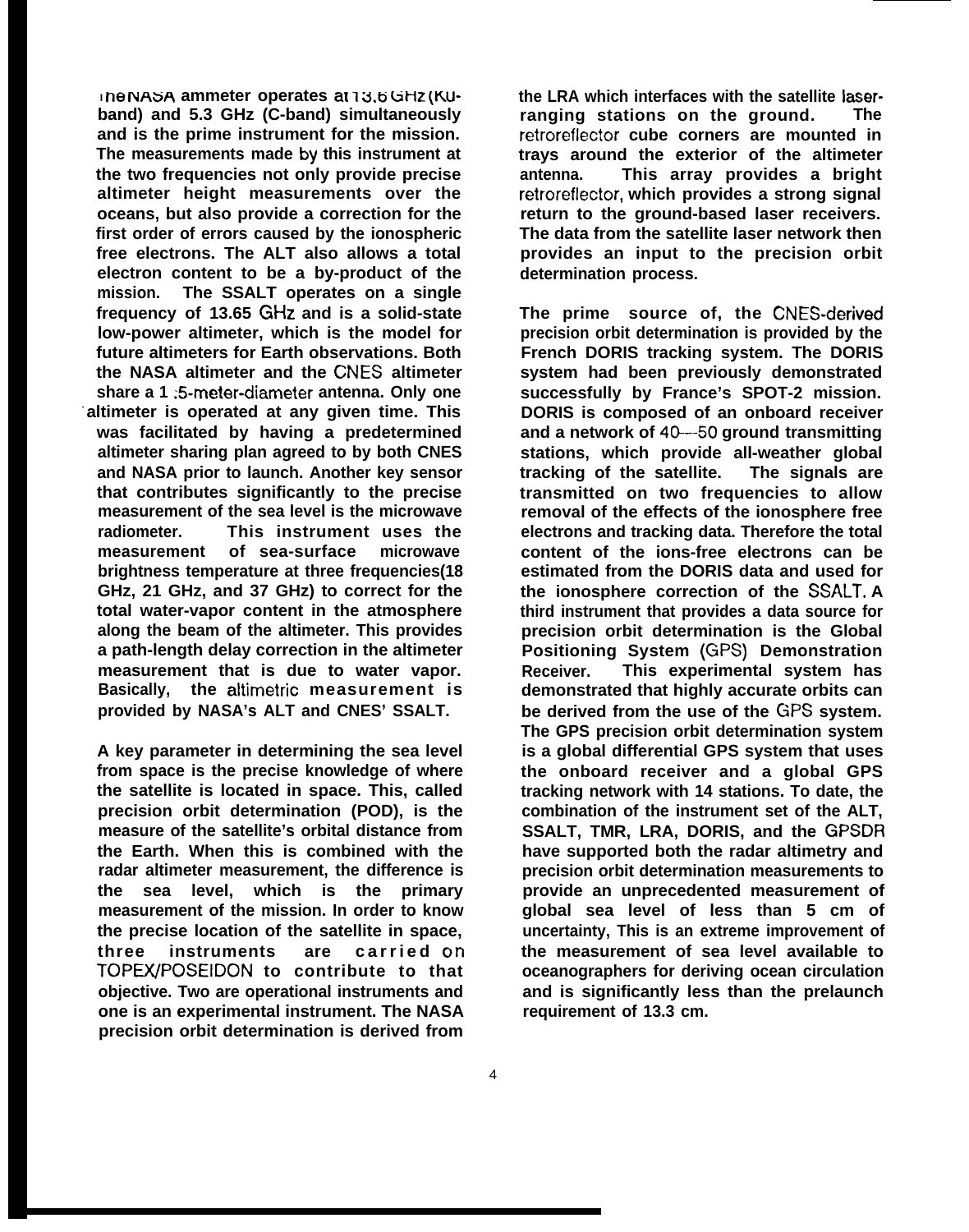The NASA ammeter operates at 13.6 GHz (Ku-band) and 5.3 GHz (C-band) simultaneously and is the prime instrument for the mission. The measurements made by this instrument at the two frequencies not only provide precise altimeter height measurements over the oceans, but also provide a correction for the first order of errors caused by the ionospheric free electrons. The ALT also allows a total electron content to be a by-product of the mission. The SSALT operates on a single frequency of 13.65 GHz and is a solid-state low-power altimeter, which is the model for future altimeters for Earth observations. Both the NASA altimeter and the CNES altimeter share a 1.5-meter-diameter antenna. Only one altimeter is operated at any given time. This was facilitated by having a predetermined altimeter sharing plan agreed to by both CNES and NASA prior to launch. Another key sensor that contributes significantly to the precise measurement of the sea level is the microwave radiometer. This instrument uses the measurement of sea-surface microwave brightness temperature at three frequencies(18 GHz, 21 GHz, and 37 GHz) to correct for the total water-vapor content in the atmosphere along the beam of the altimeter. This provides a path-length delay correction in the altimeter measurement that is due to water vapor. Basically, the altimetric measurement is provided by NASA's ALT and CNES' SSALT.

A key parameter in determining the sea level from space is the precise knowledge of where the satellite is located in space. This, called precision orbit determination (POD), is the measure of the satellite's orbital distance from the Earth. When this is combined with the radar altimeter measurement, the difference is the sea level, which is the primary measurement of the mission. In order to know the precise location of the satellite in space, three instruments are carried on TOPEX/POSEIDON to contribute to that objective. Two are operational instruments and one is an experimental instrument. The NASA precision orbit determination is derived from the LRA which interfaces with the satellite laser-ranging stations on the ground. The retroreflector cube corners are mounted in trays around the exterior of the altimeter antenna. This array provides a bright retroreflector, which provides a strong signal return to the ground-based laser receivers. The data from the satellite laser network then provides an input to the precision orbit determination process.

The prime source of, the CNES-derived precision orbit determination is provided by the French DORIS tracking system. The DORIS system had been previously demonstrated successfully by France's SPOT-2 mission. DORIS is composed of an onboard receiver and a network of 40—50 ground transmitting stations, which provide all-weather global tracking of the satellite. The signals are transmitted on two frequencies to allow removal of the effects of the ionosphere free electrons and tracking data. Therefore the total content of the ions-free electrons can be estimated from the DORIS data and used for the ionosphere correction of the SSALT. A third instrument that provides a data source for precision orbit determination is the Global Positioning System (GPS) Demonstration Receiver. This experimental system has demonstrated that highly accurate orbits can be derived from the use of the GPS system. The GPS precision orbit determination system is a global differential GPS system that uses the onboard receiver and a global GPS tracking network with 14 stations. To date, the combination of the instrument set of the ALT, SSALT, TMR, LRA, DORIS, and the GPSDR have supported both the radar altimetry and precision orbit determination measurements to provide an unprecedented measurement of global sea level of less than 5 cm of uncertainty, This is an extreme improvement of the measurement of sea level available to oceanographers for deriving ocean circulation and is significantly less than the prelaunch requirement of 13.3 cm.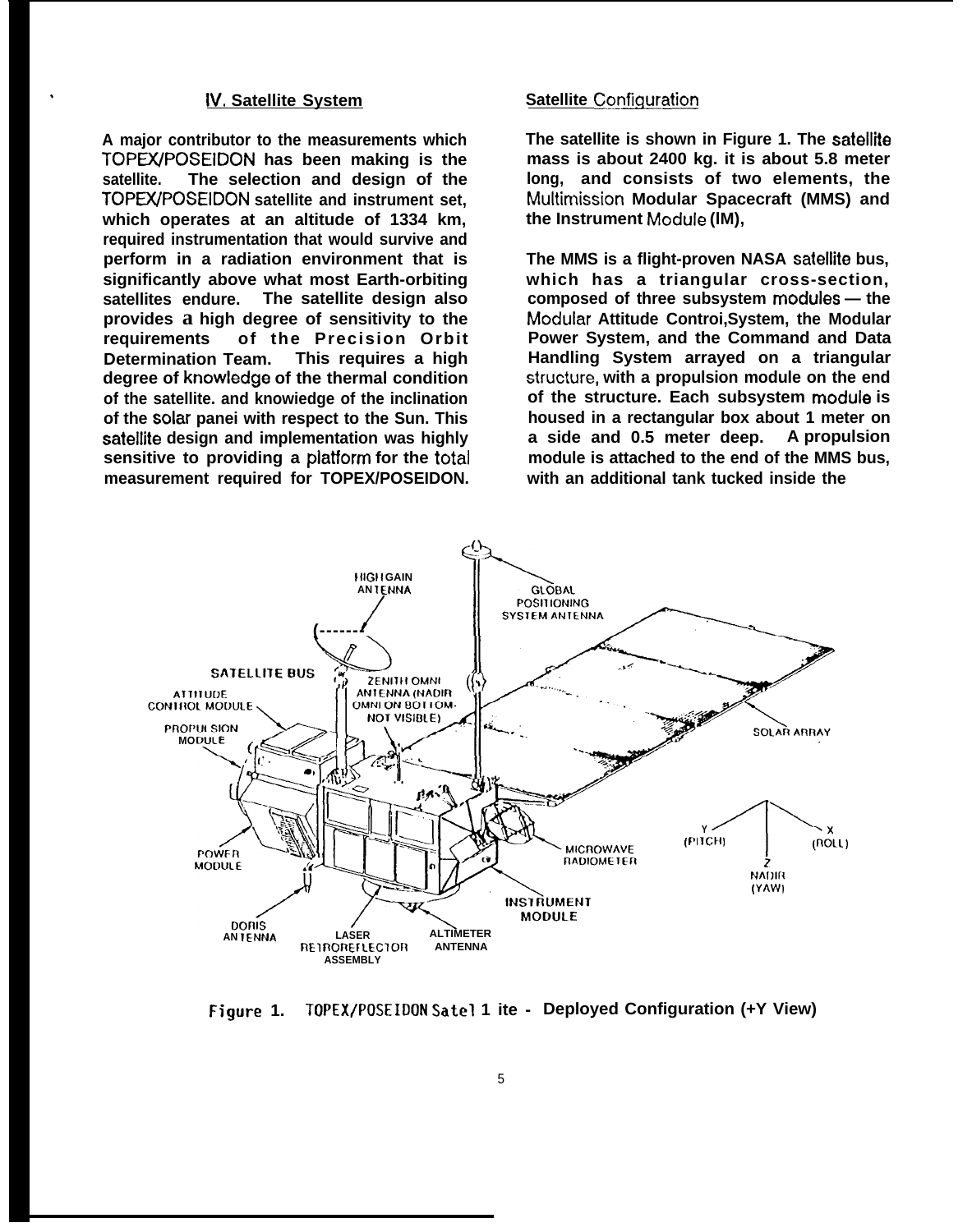## IV. Satellite System

A major contributor to the measurements which TOPEX/POSEIDON has been making is the satellite. The selection and design of the TOPEX/POSEIDON satellite and instrument set, which operates at an altitude of 1334 km, required instrumentation that would survive and perform in a radiation environment that is significantly above what most Earth-orbiting satellites endure. The satellite design also provides a high degree of sensitivity to the requirements of the Precision Orbit Determination Team. This requires a high degree of knowledge of the thermal condition of the satellite. and knowiedge of the inclination of the solar panei with respect to the Sun. This satellite design and implementation was highly sensitive to providing a platform for the total measurement required for TOPEX/POSEIDON.

### Satellite Configuration

The satellite is shown in Figure 1. The satellite mass is about 2400 kg. it is about 5.8 meter long, and consists of two elements, the Multimission Modular Spacecraft (MMS) and the Instrument Module (IM),

The MMS is a flight-proven NASA satellite bus, which has a triangular cross-section, composed of three subsystem modules — the Modular Attitude Controi,System, the Modular Power System, and the Command and Data Handling System arrayed on a triangular structure, with a propulsion module on the end of the structure. Each subsystem module is housed in a rectangular box about 1 meter on a side and 0.5 meter deep. A propulsion module is attached to the end of the MMS bus, with an additional tank tucked inside the

Figure 1. TOPEX/POSEIDON Satellite - Deployed Configuration (+Y View)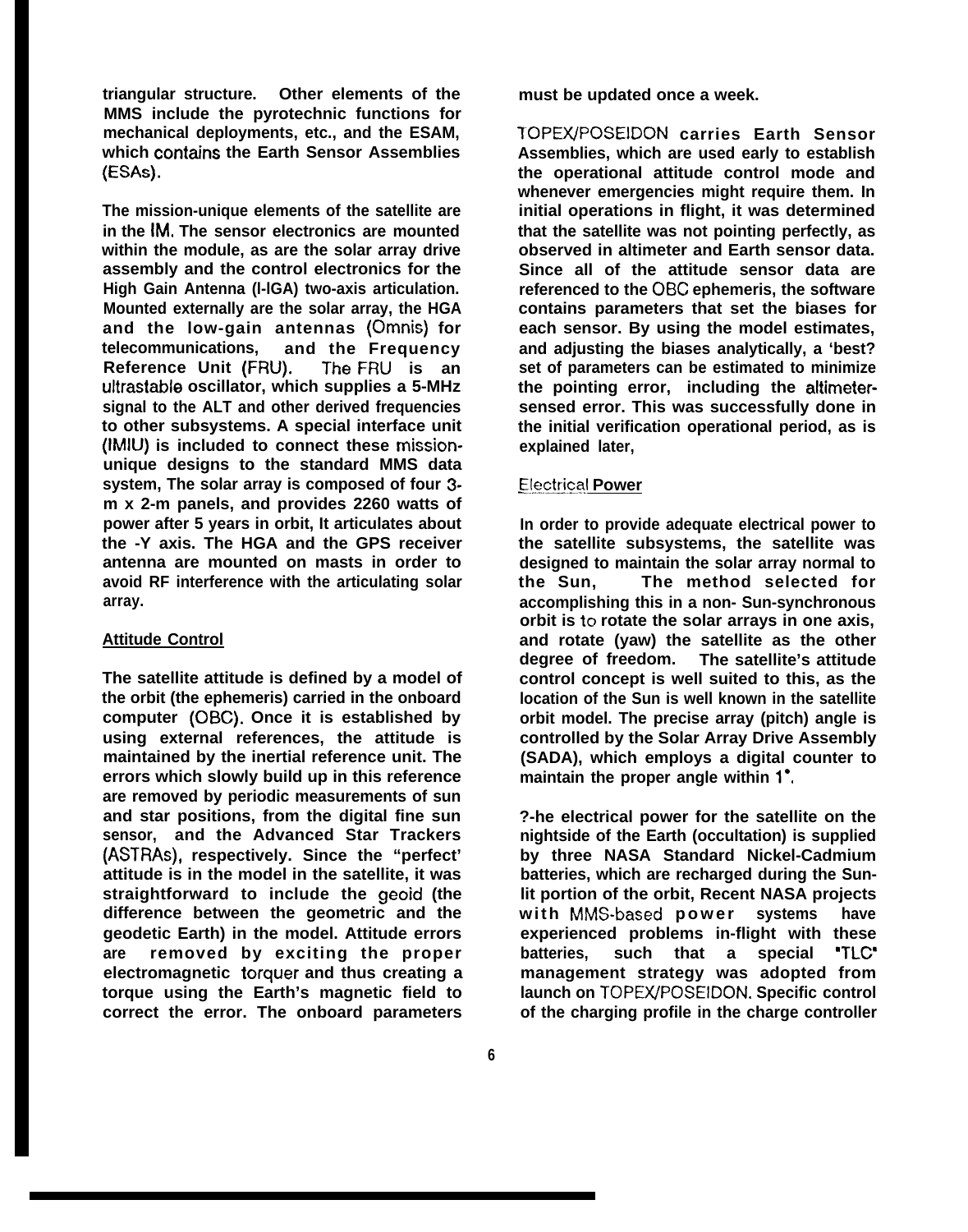triangular structure. Other elements of the MMS include the pyrotechnic functions for mechanical deployments, etc., and the ESAM, which contains the Earth Sensor Assemblies (ESAs).

The mission-unique elements of the satellite are in the IM. The sensor electronics are mounted within the module, as are the solar array drive assembly and the control electronics for the High Gain Antenna (l-lGA) two-axis articulation. Mounted externally are the solar array, the HGA and the low-gain antennas (Omnis) for telecommunications, and the Frequency Reference Unit (FRU). The FRU is an ultrastable oscillator, which supplies a 5-MHz signal to the ALT and other derived frequencies to other subsystems. A special interface unit (IMIU) is included to connect these mission-unique designs to the standard MMS data system, The solar array is composed of four 3-m x 2-m panels, and provides 2260 watts of power after 5 years in orbit, It articulates about the -Y axis. The HGA and the GPS receiver antenna are mounted on masts in order to avoid RF interference with the articulating solar array.

## Attitude Control

The satellite attitude is defined by a model of the orbit (the ephemeris) carried in the onboard computer (OBC). Once it is established by using external references, the attitude is maintained by the inertial reference unit. The errors which slowly build up in this reference are removed by periodic measurements of sun and star positions, from the digital fine sun sensor, and the Advanced Star Trackers (ASTRAs), respectively. Since the "perfect' attitude is in the model in the satellite, it was straightforward to include the geoid (the difference between the geometric and the geodetic Earth) in the model. Attitude errors are removed by exciting the proper electromagnetic torquer and thus creating a torque using the Earth's magnetic field to correct the error. The onboard parameters must be updated once a week.

TOPEX/POSEIDON carries Earth Sensor Assemblies, which are used early to establish the operational attitude control mode and whenever emergencies might require them. In initial operations in flight, it was determined that the satellite was not pointing perfectly, as observed in altimeter and Earth sensor data. Since all of the attitude sensor data are referenced to the OBC ephemeris, the software contains parameters that set the biases for each sensor. By using the model estimates, and adjusting the biases analytically, a 'best? set of parameters can be estimated to minimize the pointing error, including the altimeter-sensed error. This was successfully done in the initial verification operational period, as is explained later,

## Electrical Power

In order to provide adequate electrical power to the satellite subsystems, the satellite was designed to maintain the solar array normal to the Sun, The method selected for accomplishing this in a non- Sun-synchronous orbit is to rotate the solar arrays in one axis, and rotate (yaw) the satellite as the other degree of freedom. The satellite's attitude control concept is well suited to this, as the location of the Sun is well known in the satellite orbit model. The precise array (pitch) angle is controlled by the Solar Array Drive Assembly (SADA), which employs a digital counter to maintain the proper angle within 1°.

?-he electrical power for the satellite on the nightside of the Earth (occultation) is supplied by three NASA Standard Nickel-Cadmium batteries, which are recharged during the Sun-lit portion of the orbit, Recent NASA projects with MMS-based power systems have experienced problems in-flight with these batteries, such that a special "TLC" management strategy was adopted from launch on TOPEX/POSEIDON. Specific control of the charging profile in the charge controller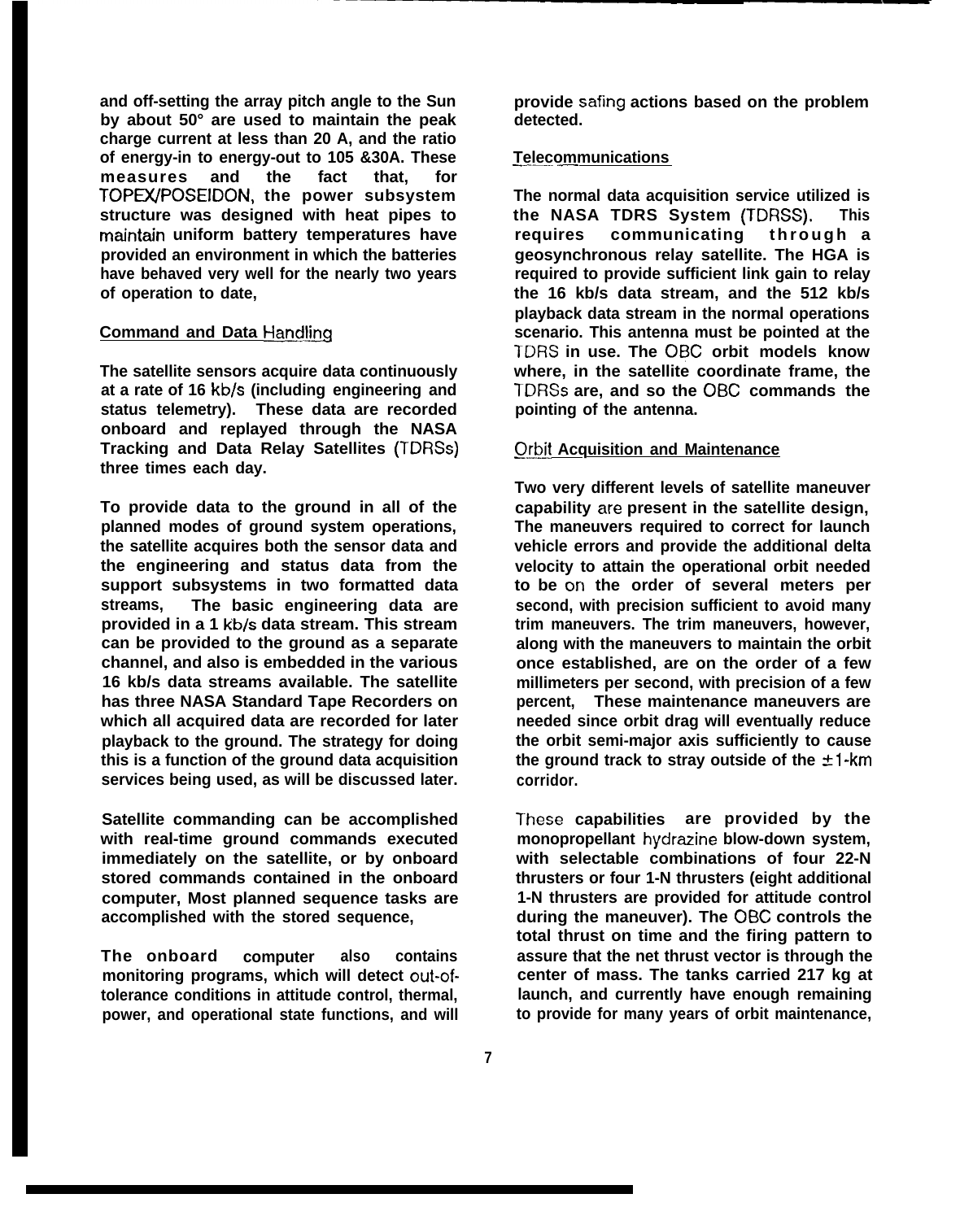and off-setting the array pitch angle to the Sun by about 50° are used to maintain the peak charge current at less than 20 A, and the ratio of energy-in to energy-out to 105 &30A. These measures and the fact that, for TOPEX/POSEIDON, the power subsystem structure was designed with heat pipes to maintain uniform battery temperatures have provided an environment in which the batteries have behaved very well for the nearly two years of operation to date,

## Command and Data Handling

The satellite sensors acquire data continuously at a rate of 16 kb/s (including engineering and status telemetry). These data are recorded onboard and replayed through the NASA Tracking and Data Relay Satellites (TDRSs) three times each day.

To provide data to the ground in all of the planned modes of ground system operations, the satellite acquires both the sensor data and the engineering and status data from the support subsystems in two formatted data streams, The basic engineering data are provided in a 1 kb/s data stream. This stream can be provided to the ground as a separate channel, and also is embedded in the various 16 kb/s data streams available. The satellite has three NASA Standard Tape Recorders on which all acquired data are recorded for later playback to the ground. The strategy for doing this is a function of the ground data acquisition services being used, as will be discussed later.

Satellite commanding can be accomplished with real-time ground commands executed immediately on the satellite, or by onboard stored commands contained in the onboard computer, Most planned sequence tasks are accomplished with the stored sequence,

The onboard computer also contains monitoring programs, which will detect out-of-tolerance conditions in attitude control, thermal, power, and operational state functions, and will provide safing actions based on the problem detected.

## Telecommunications

The normal data acquisition service utilized is the NASA TDRS System (TDRSS). This requires communicating through a geosynchronous relay satellite. The HGA is required to provide sufficient link gain to relay the 16 kb/s data stream, and the 512 kb/s playback data stream in the normal operations scenario. This antenna must be pointed at the TDRS in use. The OBC orbit models know where, in the satellite coordinate frame, the TDRSs are, and so the OBC commands the pointing of the antenna.

## Orbit Acquisition and Maintenance

Two very different levels of satellite maneuver capability are present in the satellite design, The maneuvers required to correct for launch vehicle errors and provide the additional delta velocity to attain the operational orbit needed to be on the order of several meters per second, with precision sufficient to avoid many trim maneuvers. The trim maneuvers, however, along with the maneuvers to maintain the orbit once established, are on the order of a few millimeters per second, with precision of a few percent, These maintenance maneuvers are needed since orbit drag will eventually reduce the orbit semi-major axis sufficiently to cause the ground track to stray outside of the ±1-km corridor.

These capabilities are provided by the monopropellant hydrazine blow-down system, with selectable combinations of four 22-N thrusters or four 1-N thrusters (eight additional 1-N thrusters are provided for attitude control during the maneuver). The OBC controls the total thrust on time and the firing pattern to assure that the net thrust vector is through the center of mass. The tanks carried 217 kg at launch, and currently have enough remaining to provide for many years of orbit maintenance,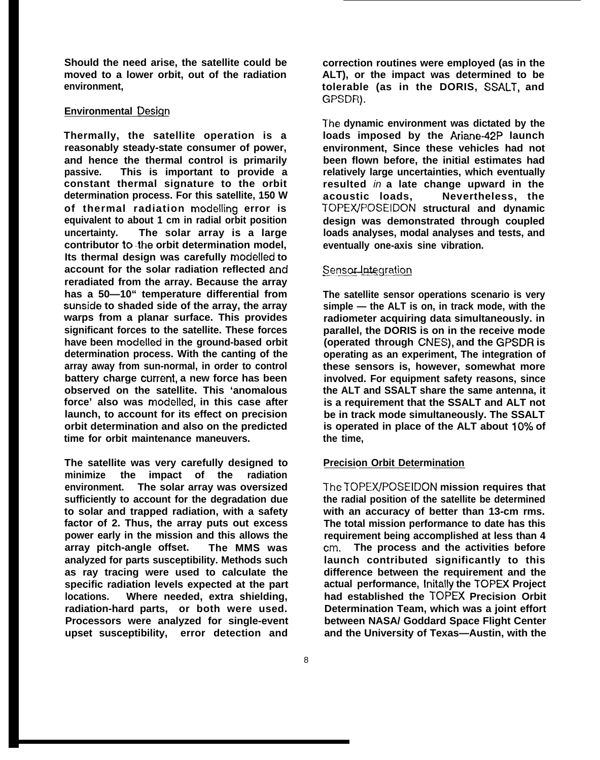Should the need arise, the satellite could be moved to a lower orbit, out of the radiation environment,

## Environmental Design

Thermally, the satellite operation is a reasonably steady-state consumer of power, and hence the thermal control is primarily passive. This is important to provide a constant thermal signature to the orbit determination process. For this satellite, 150 W of thermal radiation modelling error is equivalent to about 1 cm in radial orbit position uncertainty. The solar array is a large contributor to the orbit determination model, Its thermal design was carefully modelled to account for the solar radiation reflected and reradiated from the array. Because the array has a 50—10" temperature differential from sunside to shaded side of the array, the array warps from a planar surface. This provides significant forces to the satellite. These forces have been modelled in the ground-based orbit determination process. With the canting of the array away from sun-normal, in order to control battery charge current, a new force has been observed on the satellite. This 'anomalous force' also was modelled, in this case after launch, to account for its effect on precision orbit determination and also on the predicted time for orbit maintenance maneuvers.

The satellite was very carefully designed to minimize the impact of the radiation environment. The solar array was oversized sufficiently to account for the degradation due to solar and trapped radiation, with a safety factor of 2. Thus, the array puts out excess power early in the mission and this allows the array pitch-angle offset. The MMS was analyzed for parts susceptibility. Methods such as ray tracing were used to calculate the specific radiation levels expected at the part locations. Where needed, extra shielding, radiation-hard parts, or both were used. Processors were analyzed for single-event upset susceptibility, error detection and correction routines were employed (as in the ALT), or the impact was determined to be tolerable (as in the DORIS, SSALT, and GPSDR).

The dynamic environment was dictated by the loads imposed by the Ariane-42P launch environment, Since these vehicles had not been flown before, the initial estimates had relatively large uncertainties, which eventually resulted *in* a late change upward in the acoustic loads, Nevertheless, the TOPEX/POSEIDON structural and dynamic design was demonstrated through coupled loads analyses, modal analyses and tests, and eventually one-axis sine vibration.

## Sensor Integration

The satellite sensor operations scenario is very simple — the ALT is on, in track mode, with the radiometer acquiring data simultaneously. in parallel, the DORIS is on in the receive mode (operated through CNES), and the GPSDR is operating as an experiment, The integration of these sensors is, however, somewhat more involved. For equipment safety reasons, since the ALT and SSALT share the same antenna, it is a requirement that the SSALT and ALT not be in track mode simultaneously. The SSALT is operated in place of the ALT about 10% of the time,

## Precision Orbit Determination

The TOPEX/POSEIDON mission requires that the radial position of the satellite be determined with an accuracy of better than 13-cm rms. The total mission performance to date has this requirement being accomplished at less than 4 cm. The process and the activities before launch contributed significantly to this difference between the requirement and the actual performance, Initally the TOPEX Project had established the TOPEX Precision Orbit Determination Team, which was a joint effort between NASA/ Goddard Space Flight Center and the University of Texas—Austin, with the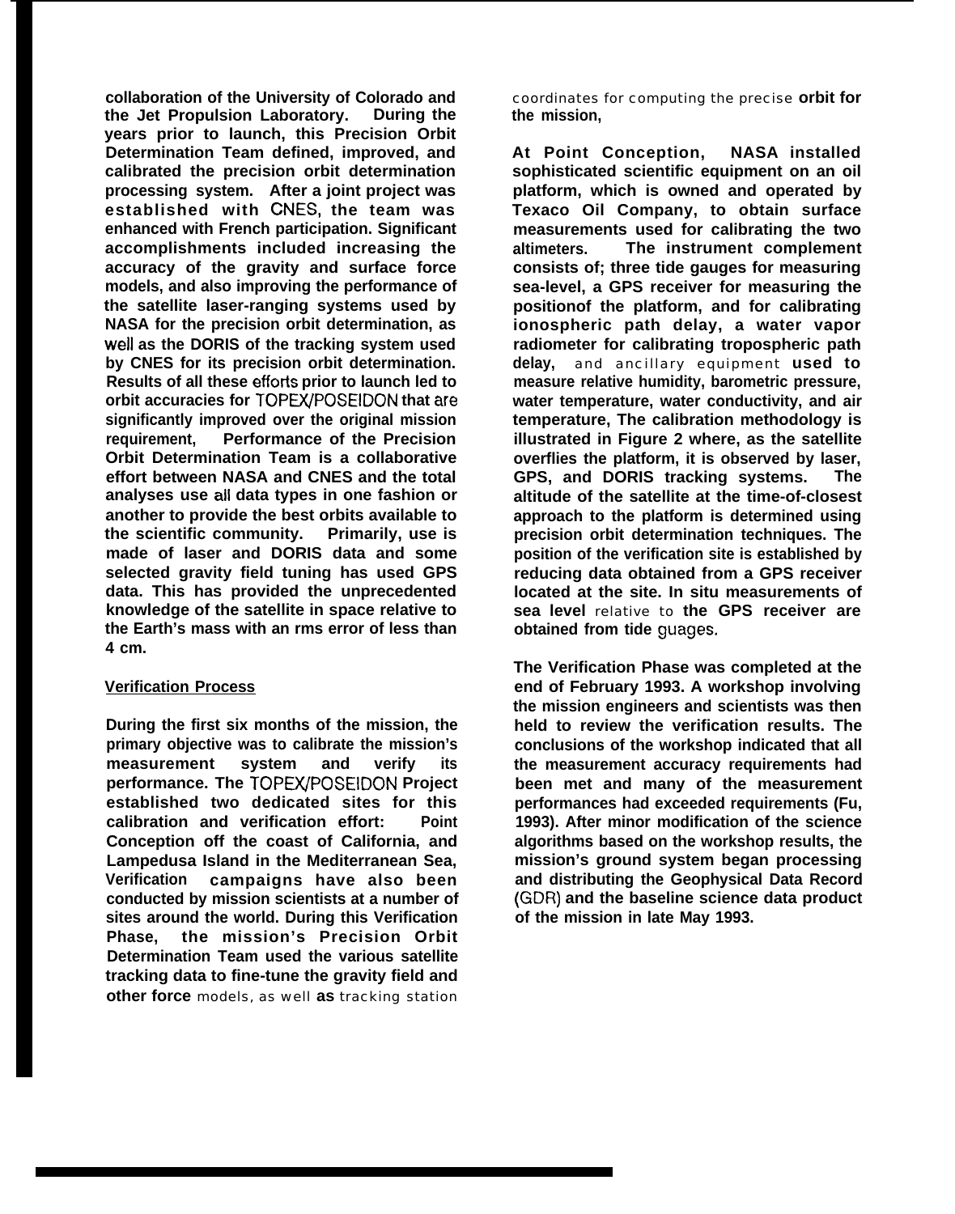collaboration of the University of Colorado and the Jet Propulsion Laboratory. During the years prior to launch, this Precision Orbit Determination Team defined, improved, and calibrated the precision orbit determination processing system. After a joint project was established with CNES, the team was enhanced with French participation. Significant accomplishments included increasing the accuracy of the gravity and surface force models, and also improving the performance of the satellite laser-ranging systems used by NASA for the precision orbit determination, as well as the DORIS of the tracking system used by CNES for its precision orbit determination. Results of all these efforts prior to launch led to orbit accuracies for TOPEX/POSEIDON that are significantly improved over the original mission requirement, Performance of the Precision Orbit Determination Team is a collaborative effort between NASA and CNES and the total analyses use all data types in one fashion or another to provide the best orbits available to the scientific community. Primarily, use is made of laser and DORIS data and some selected gravity field tuning has used GPS data. This has provided the unprecedented knowledge of the satellite in space relative to the Earth's mass with an rms error of less than 4 cm.

## Verification Process

During the first six months of the mission, the primary objective was to calibrate the mission's measurement system and verify its performance. The TOPEX/POSEIDON Project established two dedicated sites for this calibration and verification effort: Point Conception off the coast of California, and Lampedusa Island in the Mediterranean Sea, Verification campaigns have also been conducted by mission scientists at a number of sites around the world. During this Verification Phase, the mission's Precision Orbit Determination Team used the various satellite tracking data to fine-tune the gravity field and other force models, as well as tracking station coordinates for computing the precise orbit for the mission,

At Point Conception, NASA installed sophisticated scientific equipment on an oil platform, which is owned and operated by Texaco Oil Company, to obtain surface measurements used for calibrating the two altimeters. The instrument complement consists of; three tide gauges for measuring sea-level, a GPS receiver for measuring the positionof the platform, and for calibrating ionospheric path delay, a water vapor radiometer for calibrating tropospheric path delay, and ancillary equipment used to measure relative humidity, barometric pressure, water temperature, water conductivity, and air temperature, The calibration methodology is illustrated in Figure 2 where, as the satellite overflies the platform, it is observed by laser, GPS, and DORIS tracking systems. The altitude of the satellite at the time-of-closest approach to the platform is determined using precision orbit determination techniques. The position of the verification site is established by reducing data obtained from a GPS receiver located at the site. In situ measurements of sea level relative to the GPS receiver are obtained from tide guages.

The Verification Phase was completed at the end of February 1993. A workshop involving the mission engineers and scientists was then held to review the verification results. The conclusions of the workshop indicated that all the measurement accuracy requirements had been met and many of the measurement performances had exceeded requirements (Fu, 1993). After minor modification of the science algorithms based on the workshop results, the mission's ground system began processing and distributing the Geophysical Data Record (GDR) and the baseline science data product of the mission in late May 1993.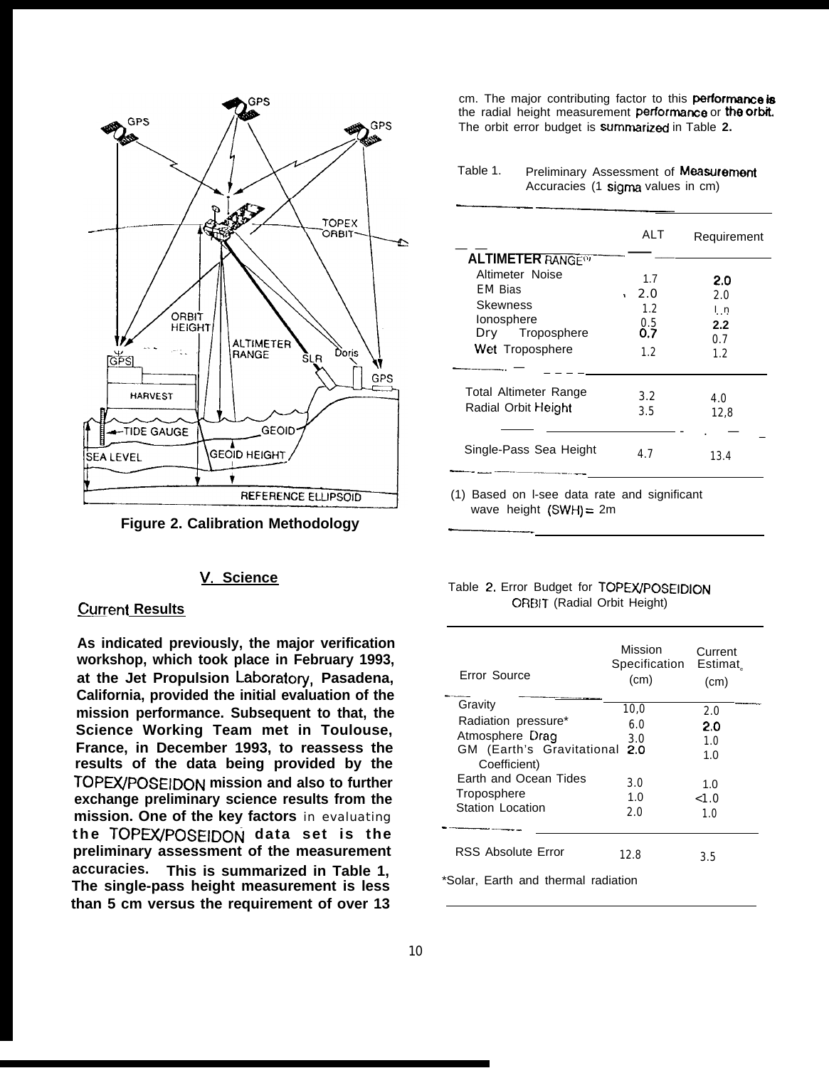Figure 2. Calibration Methodology

## V. Science

### Current Results

**As indicated previously, the major verification workshop, which took place in February 1993, at the Jet Propulsion Laboratory, Pasadena, California, provided the initial evaluation of the mission performance. Subsequent to that, the Science Working Team met in Toulouse, France, in December 1993, to reassess the results of the data being provided by the TOPEX/POSEIDON mission and also to further exchange preliminary science results from the mission. One of the key factors** in evaluating **the TOPEX/POSEIDON data set is the preliminary assessment of the measurement accuracies. This is summarized in Table 1, The single-pass height measurement is less than 5 cm versus the requirement of over 13** cm. The major contributing factor to this performance is the radial height measurement performance or the orbit. The orbit error budget is summarized in Table 2.

Table 1. Preliminary Assessment of Measurement Accuracies (1 sigma values in cm)

| | ALT | Requirement |
|---|---|---|
| **ALTIMETER RANGE**(1) | | |
| Altimeter Noise | 1.7 | 2.0 |
| EM Bias | 2.0 | 2.0 |
| Skewness | 1.2 | 1.0 |
| Ionosphere | 0.5 | 2.2 |
| Dry Troposphere | 0.7 | 0.7 |
| Wet Troposphere | 1.2 | 1.2 |
| Total Altimeter Range | 3.2 | 4.0 |
| Radial Orbit Height | 3.5 | 12,8 |
| Single-Pass Sea Height | 4.7 | 13.4 |

(1) Based on l-see data rate and significant wave height (SWH) = 2m

Table 2. Error Budget for TOPEX/POSEIDION ORBIT (Radial Orbit Height)

| Error Source | Mission Specification (cm) | Current Estimate (cm) |
|---|---|---|
| Gravity | 10,0 | 2.0 |
| Radiation pressure* | 6.0 | 2.0 |
| Atmosphere Drag | 3.0 | 1.0 |
| GM (Earth's Gravitational Coefficient) | 2.0 | 1.0 |
| Earth and Ocean Tides | 3.0 | 1.0 |
| Troposphere | 1.0 | <1.0 |
| Station Location | 2.0 | 1.0 |
| RSS Absolute Error | 12.8 | 3.5 |

*Solar, Earth and thermal radiation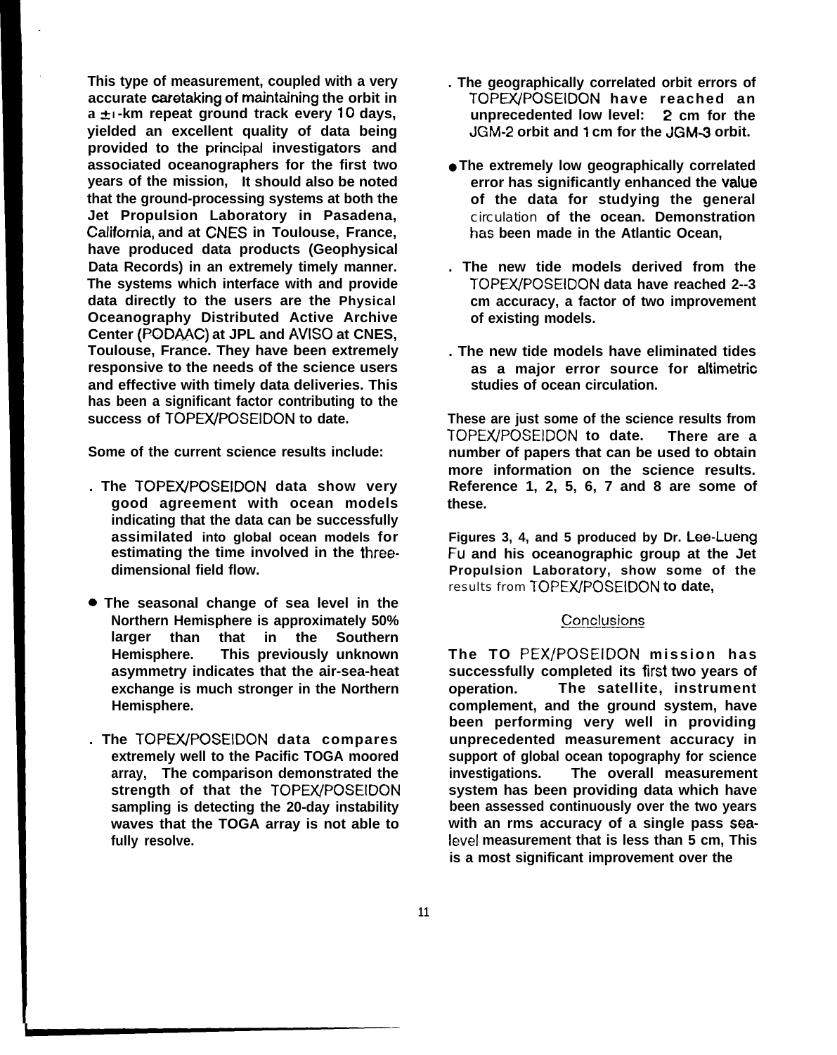This type of measurement, coupled with a very accurate caretaking of maintaining the orbit in a ±1-km repeat ground track every 10 days, yielded an excellent quality of data being provided to the principal investigators and associated oceanographers for the first two years of the mission, It should also be noted that the ground-processing systems at both the Jet Propulsion Laboratory in Pasadena, California, and at CNES in Toulouse, France, have produced data products (Geophysical Data Records) in an extremely timely manner. The systems which interface with and provide data directly to the users are the Physical Oceanography Distributed Active Archive Center (PODAAC) at JPL and AVISO at CNES, Toulouse, France. They have been extremely responsive to the needs of the science users and effective with timely data deliveries. This has been a significant factor contributing to the success of TOPEX/POSEIDON to date.

Some of the current science results include:

- The TOPEX/POSEIDON data show very good agreement with ocean models indicating that the data can be successfully assimilated into global ocean models for estimating the time involved in the three-dimensional field flow.
- The seasonal change of sea level in the Northern Hemisphere is approximately 50% larger than that in the Southern Hemisphere. This previously unknown asymmetry indicates that the air-sea-heat exchange is much stronger in the Northern Hemisphere.
- The TOPEX/POSEIDON data compares extremely well to the Pacific TOGA moored array, The comparison demonstrated the strength of that the TOPEX/POSEIDON sampling is detecting the 20-day instability waves that the TOGA array is not able to fully resolve.
- The geographically correlated orbit errors of TOPEX/POSEIDON have reached an unprecedented low level: 2 cm for the JGM-2 orbit and 1 cm for the JGM-3 orbit.
- The extremely low geographically correlated error has significantly enhanced the value of the data for studying the general circulation of the ocean. Demonstration has been made in the Atlantic Ocean,
- The new tide models derived from the TOPEX/POSEIDON data have reached 2--3 cm accuracy, a factor of two improvement of existing models.
- The new tide models have eliminated tides as a major error source for altimetric studies of ocean circulation.

These are just some of the science results from TOPEX/POSEIDON to date. There are a number of papers that can be used to obtain more information on the science results. Reference 1, 2, 5, 6, 7 and 8 are some of these.

Figures 3, 4, and 5 produced by Dr. Lee-Lueng Fu and his oceanographic group at the Jet Propulsion Laboratory, show some of the results from TOPEX/POSEIDON to date,

## Conclusions

The TOPEX/POSEIDON mission has successfully completed its first two years of operation. The satellite, instrument complement, and the ground system, have been performing very well in providing unprecedented measurement accuracy in support of global ocean topography for science investigations. The overall measurement system has been providing data which have been assessed continuously over the two years with an rms accuracy of a single pass sea-level measurement that is less than 5 cm, This is a most significant improvement over the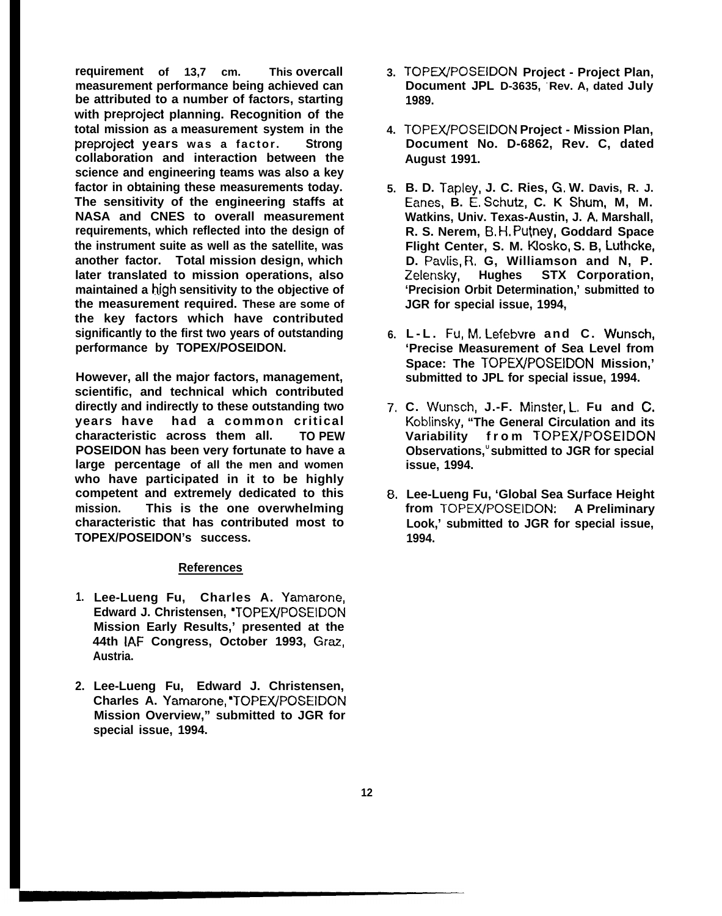requirement of 13,7 cm. This overcall measurement performance being achieved can be attributed to a number of factors, starting with preproject planning. Recognition of the total mission as a measurement system in the preproject years was a factor. Strong collaboration and interaction between the science and engineering teams was also a key factor in obtaining these measurements today. The sensitivity of the engineering staffs at NASA and CNES to overall measurement requirements, which reflected into the design of the instrument suite as well as the satellite, was another factor. Total mission design, which later translated to mission operations, also maintained a high sensitivity to the objective of the measurement required. These are some of the key factors which have contributed significantly to the first two years of outstanding performance by TOPEX/POSEIDON.

However, all the major factors, management, scientific, and technical which contributed directly and indirectly to these outstanding two years have had a common critical characteristic across them all. TO PEW POSEIDON has been very fortunate to have a large percentage of all the men and women who have participated in it to be highly competent and extremely dedicated to this mission. This is the one overwhelming characteristic that has contributed most to TOPEX/POSEIDON's success.

## References

1. Lee-Lueng Fu, Charles A. Yamarone, Edward J. Christensen, "TOPEX/POSEIDON Mission Early Results,' presented at the 44th IAF Congress, October 1993, Graz, Austria.

2. Lee-Lueng Fu, Edward J. Christensen, Charles A. Yamarone, "TOPEX/POSEIDON Mission Overview," submitted to JGR for special issue, 1994.

3. TOPEX/POSEIDON Project - Project Plan, Document JPL D-3635, Rev. A, dated July 1989.

4. TOPEX/POSEIDON Project - Mission Plan, Document No. D-6862, Rev. C, dated August 1991.

5. B. D. Tapley, J. C. Ries, G. W. Davis, R. J. Eanes, B. E. Schutz, C. K Shum, M, M. Watkins, Univ. Texas-Austin, J. A. Marshall, R. S. Nerem, B. H. Putney, Goddard Space Flight Center, S. M. Klosko, S. B, Luthcke, D. Pavlis, R. G, Williamson and N, P. Zelensky, Hughes STX Corporation, 'Precision Orbit Determination,' submitted to JGR for special issue, 1994,

6. L-L. Fu, M. Lefebvre and C. Wunsch, 'Precise Measurement of Sea Level from Space: The TOPEX/POSEIDON Mission,' submitted to JPL for special issue, 1994.

7. C. Wunsch, J.-F. Minster, L. Fu and C. Koblinsky, "The General Circulation and its Variability from TOPEX/POSEIDON Observations," submitted to JGR for special issue, 1994.

8. Lee-Lueng Fu, 'Global Sea Surface Height from TOPEX/POSEIDON: A Preliminary Look,' submitted to JGR for special issue, 1994.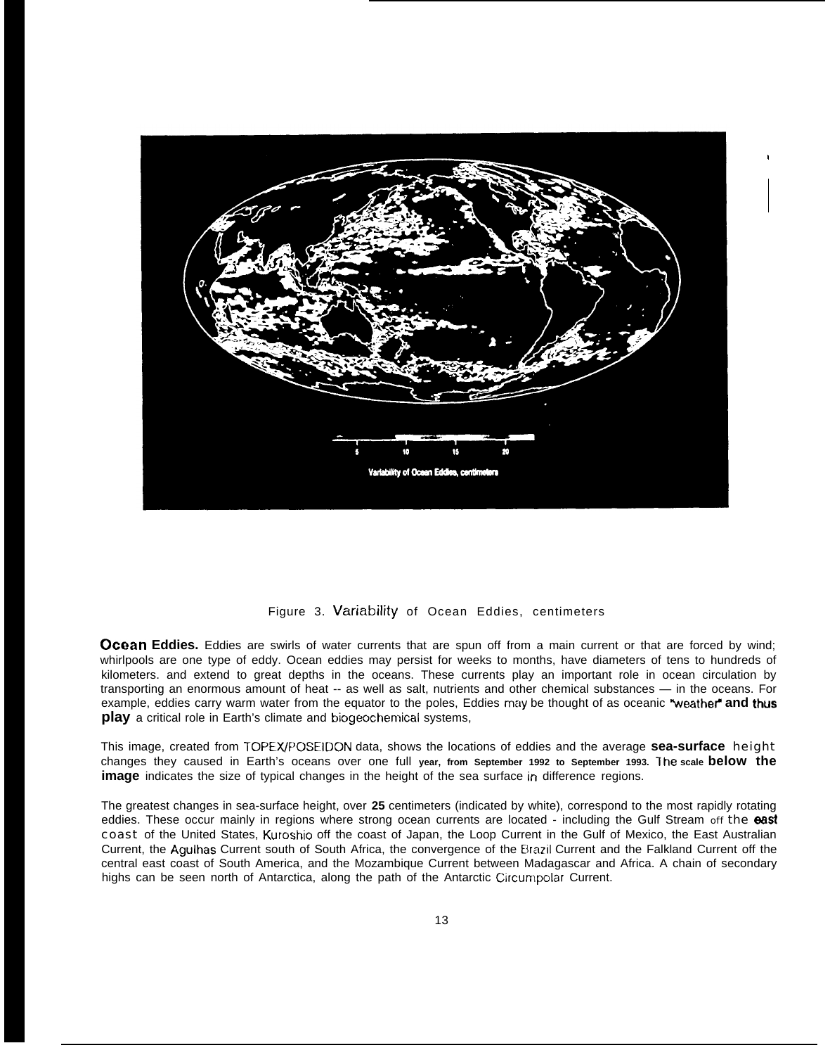Figure 3. Variability of Ocean Eddies, centimeters

**Ocean Eddies.** Eddies are swirls of water currents that are spun off from a main current or that are forced by wind; whirlpools are one type of eddy. Ocean eddies may persist for weeks to months, have diameters of tens to hundreds of kilometers. and extend to great depths in the oceans. These currents play an important role in ocean circulation by transporting an enormous amount of heat -- as well as salt, nutrients and other chemical substances — in the oceans. For example, eddies carry warm water from the equator to the poles, Eddies may be thought of as oceanic "weather" **and thus play** a critical role in Earth's climate and biogeochemical systems,

This image, created from TOPEX/POSEIDON data, shows the locations of eddies and the average **sea-surface** height changes they caused in Earth's oceans over one full **year, from September 1992 to September 1993.** The **scale below the image** indicates the size of typical changes in the height of the sea surface in difference regions.

The greatest changes in sea-surface height, over **25** centimeters (indicated by white), correspond to the most rapidly rotating eddies. These occur mainly in regions where strong ocean currents are located - including the Gulf Stream off the east coast of the United States, Kuroshio off the coast of Japan, the Loop Current in the Gulf of Mexico, the East Australian Current, the Agulhas Current south of South Africa, the convergence of the Brazil Current and the Falkland Current off the central east coast of South America, and the Mozambique Current between Madagascar and Africa. A chain of secondary highs can be seen north of Antarctica, along the path of the Antarctic Circumpolar Current.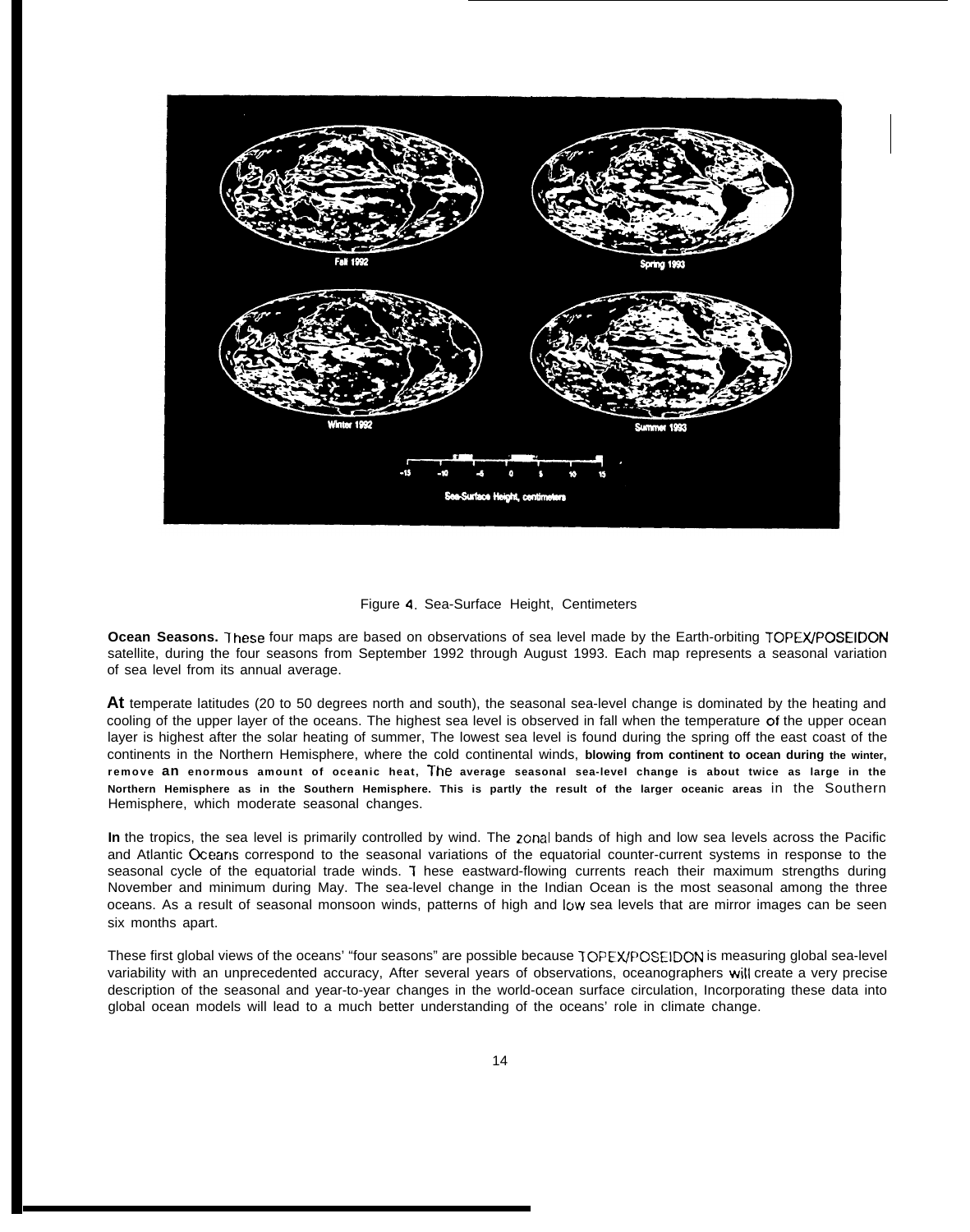Figure 4. Sea-Surface Height, Centimeters

**Ocean Seasons.** These four maps are based on observations of sea level made by the Earth-orbiting TOPEX/POSEIDON satellite, during the four seasons from September 1992 through August 1993. Each map represents a seasonal variation of sea level from its annual average.

At temperate latitudes (20 to 50 degrees north and south), the seasonal sea-level change is dominated by the heating and cooling of the upper layer of the oceans. The highest sea level is observed in fall when the temperature of the upper ocean layer is highest after the solar heating of summer, The lowest sea level is found during the spring off the east coast of the continents in the Northern Hemisphere, where the cold continental winds, blowing from continent to ocean during the winter, remove an enormous amount of oceanic heat, The average seasonal sea-level change is about twice as large in the Northern Hemisphere as in the Southern Hemisphere. This is partly the result of the larger oceanic areas in the Southern Hemisphere, which moderate seasonal changes.

In the tropics, the sea level is primarily controlled by wind. The zonal bands of high and low sea levels across the Pacific and Atlantic Oceans correspond to the seasonal variations of the equatorial counter-current systems in response to the seasonal cycle of the equatorial trade winds. These eastward-flowing currents reach their maximum strengths during November and minimum during May. The sea-level change in the Indian Ocean is the most seasonal among the three oceans. As a result of seasonal monsoon winds, patterns of high and low sea levels that are mirror images can be seen six months apart.

These first global views of the oceans' "four seasons" are possible because TOPEX/POSEIDON is measuring global sea-level variability with an unprecedented accuracy, After several years of observations, oceanographers will create a very precise description of the seasonal and year-to-year changes in the world-ocean surface circulation, Incorporating these data into global ocean models will lead to a much better understanding of the oceans' role in climate change.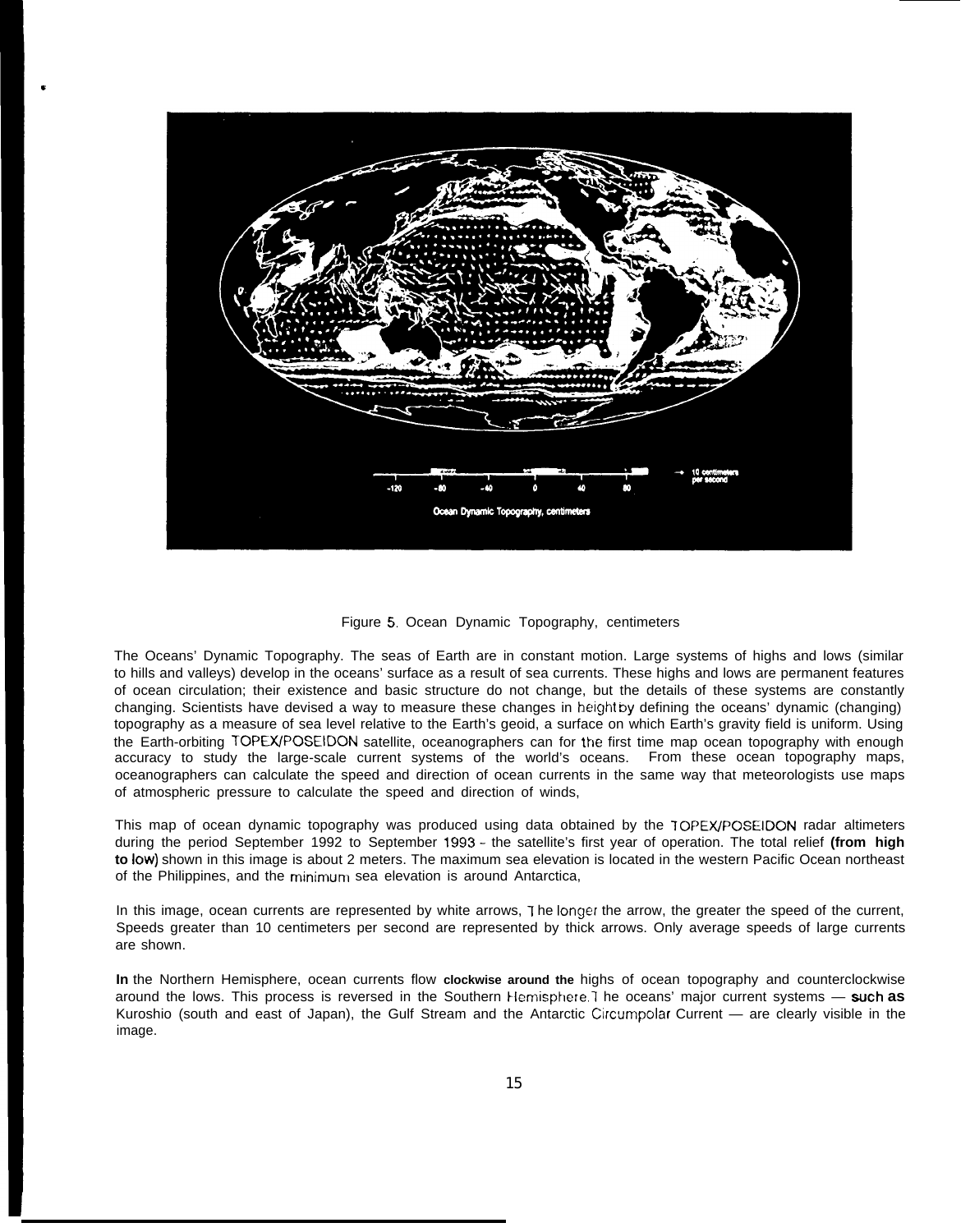-120 -80 -40 0 40 80

→ 10 centimeters per second

Ocean Dynamic Topography, centimeters

Figure 5. Ocean Dynamic Topography, centimeters

The Oceans' Dynamic Topography. The seas of Earth are in constant motion. Large systems of highs and lows (similar to hills and valleys) develop in the oceans' surface as a result of sea currents. These highs and lows are permanent features of ocean circulation; their existence and basic structure do not change, but the details of these systems are constantly changing. Scientists have devised a way to measure these changes in height by defining the oceans' dynamic (changing) topography as a measure of sea level relative to the Earth's geoid, a surface on which Earth's gravity field is uniform. Using the Earth-orbiting TOPEX/POSEIDON satellite, oceanographers can for the first time map ocean topography with enough accuracy to study the large-scale current systems of the world's oceans. From these ocean topography maps, oceanographers can calculate the speed and direction of ocean currents in the same way that meteorologists use maps of atmospheric pressure to calculate the speed and direction of winds,

This map of ocean dynamic topography was produced using data obtained by the TOPEX/POSEIDON radar altimeters during the period September 1992 to September 1993 - the satellite's first year of operation. The total relief **(from high to low)** shown in this image is about 2 meters. The maximum sea elevation is located in the western Pacific Ocean northeast of the Philippines, and the minimum sea elevation is around Antarctica,

In this image, ocean currents are represented by white arrows, The longer the arrow, the greater the speed of the current, Speeds greater than 10 centimeters per second are represented by thick arrows. Only average speeds of large currents are shown.

**In** the Northern Hemisphere, ocean currents flow **clockwise around the** highs of ocean topography and counterclockwise around the lows. This process is reversed in the Southern Hemisphere. The oceans' major current systems — **such as** Kuroshio (south and east of Japan), the Gulf Stream and the Antarctic Circumpolar Current — are clearly visible in the image.